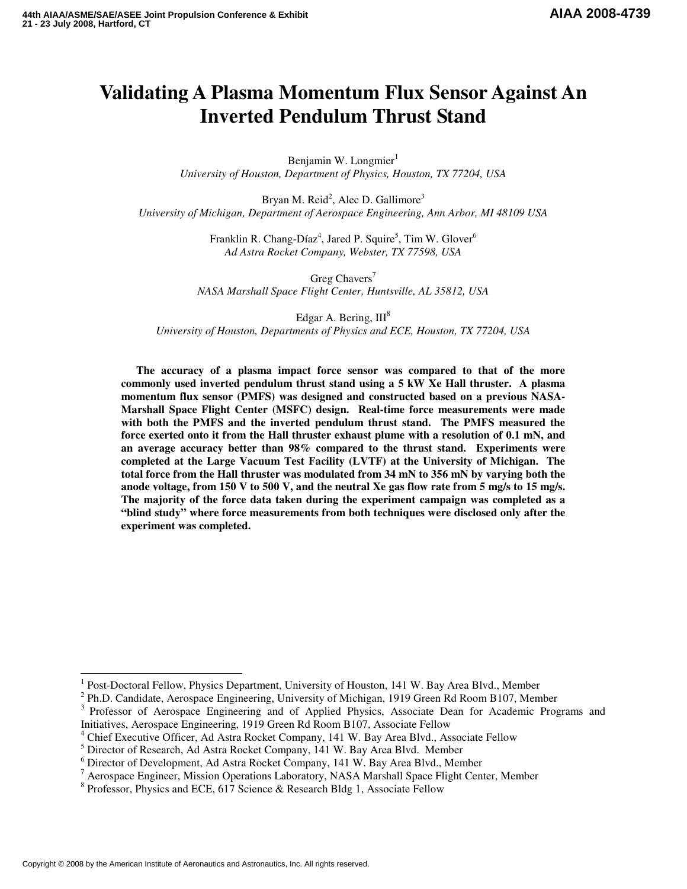# Validating A Plasma Momentum Flux Sensor Against An Inverted Pendulum Thrust Stand

Benjamin W. Longmier[1]
*University of Houston, Department of Physics, Houston, TX 77204, USA*

Bryan M. Reid[2], Alec D. Gallimore[3]
*University of Michigan, Department of Aerospace Engineering, Ann Arbor, MI 48109 USA*

Franklin R. Chang-Díaz[4], Jared P. Squire[5], Tim W. Glover[6]
*Ad Astra Rocket Company, Webster, TX 77598, USA*

Greg Chavers[7]
*NASA Marshall Space Flight Center, Huntsville, AL 35812, USA*

Edgar A. Bering, III[8]
*University of Houston, Departments of Physics and ECE, Houston, TX 77204, USA*

**The accuracy of a plasma impact force sensor was compared to that of the more commonly used inverted pendulum thrust stand using a 5 kW Xe Hall thruster. A plasma momentum flux sensor (PMFS) was designed and constructed based on a previous NASA-Marshall Space Flight Center (MSFC) design. Real-time force measurements were made with both the PMFS and the inverted pendulum thrust stand. The PMFS measured the force exerted onto it from the Hall thruster exhaust plume with a resolution of 0.1 mN, and an average accuracy better than 98% compared to the thrust stand. Experiments were completed at the Large Vacuum Test Facility (LVTF) at the University of Michigan. The total force from the Hall thruster was modulated from 34 mN to 356 mN by varying both the anode voltage, from 150 V to 500 V, and the neutral Xe gas flow rate from 5 mg/s to 15 mg/s. The majority of the force data taken during the experiment campaign was completed as a "blind study" where force measurements from both techniques were disclosed only after the experiment was completed.**

---

[1] Post-Doctoral Fellow, Physics Department, University of Houston, 141 W. Bay Area Blvd., Member
[2] Ph.D. Candidate, Aerospace Engineering, University of Michigan, 1919 Green Rd Room B107, Member
[3] Professor of Aerospace Engineering and of Applied Physics, Associate Dean for Academic Programs and Initiatives, Aerospace Engineering, 1919 Green Rd Room B107, Associate Fellow
[4] Chief Executive Officer, Ad Astra Rocket Company, 141 W. Bay Area Blvd., Associate Fellow
[5] Director of Research, Ad Astra Rocket Company, 141 W. Bay Area Blvd. Member
[6] Director of Development, Ad Astra Rocket Company, 141 W. Bay Area Blvd., Member
[7] Aerospace Engineer, Mission Operations Laboratory, NASA Marshall Space Flight Center, Member
[8] Professor, Physics and ECE, 617 Science & Research Bldg 1, Associate Fellow

Copyright © 2008 by the American Institute of Aeronautics and Astronautics, Inc. All rights reserved.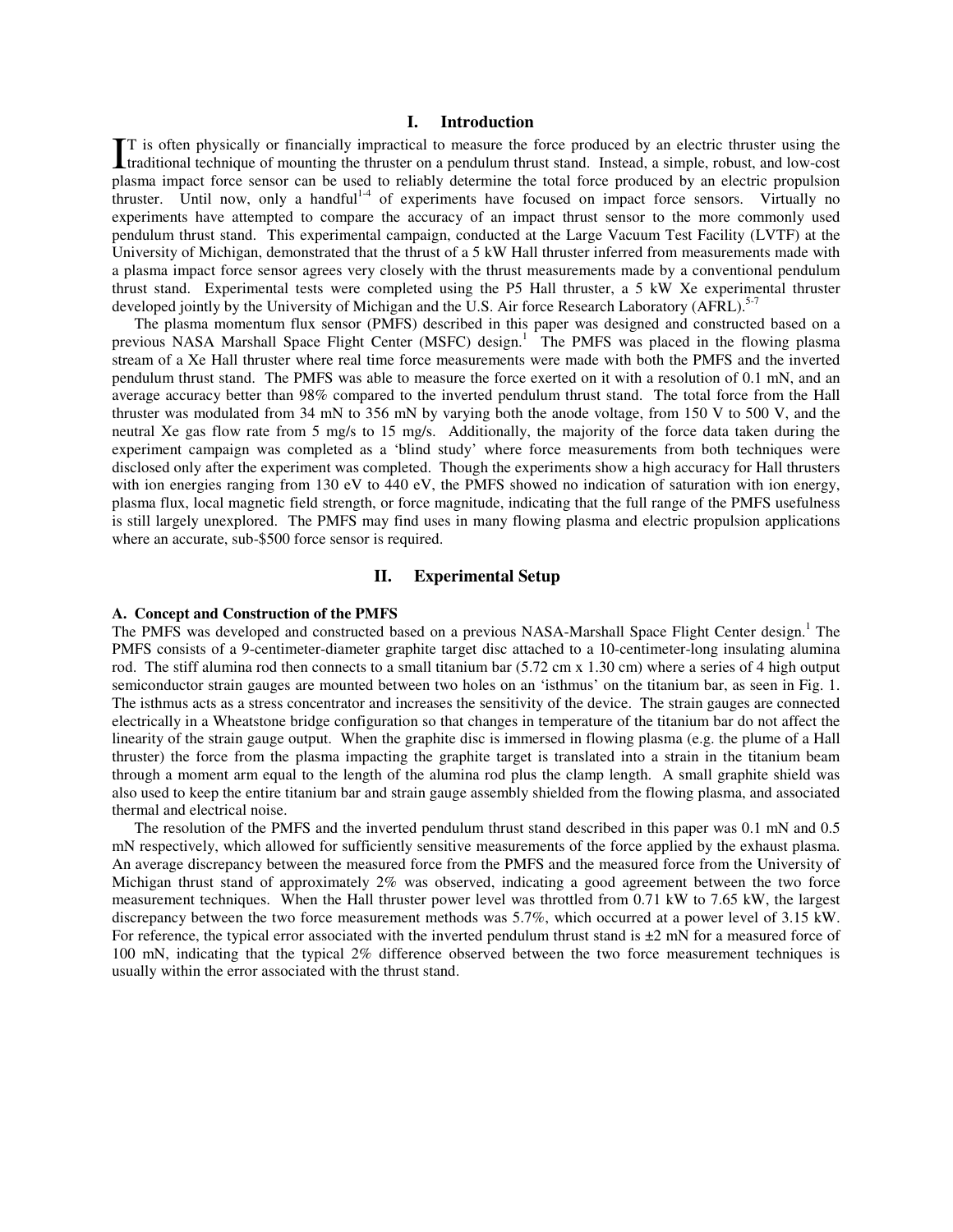## I. Introduction

IT is often physically or financially impractical to measure the force produced by an electric thruster using the traditional technique of mounting the thruster on a pendulum thrust stand. Instead, a simple, robust, and low-cost plasma impact force sensor can be used to reliably determine the total force produced by an electric propulsion thruster. Until now, only a handful[1-4] of experiments have focused on impact force sensors. Virtually no experiments have attempted to compare the accuracy of an impact thrust sensor to the more commonly used pendulum thrust stand. This experimental campaign, conducted at the Large Vacuum Test Facility (LVTF) at the University of Michigan, demonstrated that the thrust of a 5 kW Hall thruster inferred from measurements made with a plasma impact force sensor agrees very closely with the thrust measurements made by a conventional pendulum thrust stand. Experimental tests were completed using the P5 Hall thruster, a 5 kW Xe experimental thruster developed jointly by the University of Michigan and the U.S. Air force Research Laboratory (AFRL).[5-7]

The plasma momentum flux sensor (PMFS) described in this paper was designed and constructed based on a previous NASA Marshall Space Flight Center (MSFC) design.[1] The PMFS was placed in the flowing plasma stream of a Xe Hall thruster where real time force measurements were made with both the PMFS and the inverted pendulum thrust stand. The PMFS was able to measure the force exerted on it with a resolution of 0.1 mN, and an average accuracy better than 98% compared to the inverted pendulum thrust stand. The total force from the Hall thruster was modulated from 34 mN to 356 mN by varying both the anode voltage, from 150 V to 500 V, and the neutral Xe gas flow rate from 5 mg/s to 15 mg/s. Additionally, the majority of the force data taken during the experiment campaign was completed as a 'blind study' where force measurements from both techniques were disclosed only after the experiment was completed. Though the experiments show a high accuracy for Hall thrusters with ion energies ranging from 130 eV to 440 eV, the PMFS showed no indication of saturation with ion energy, plasma flux, local magnetic field strength, or force magnitude, indicating that the full range of the PMFS usefulness is still largely unexplored. The PMFS may find uses in many flowing plasma and electric propulsion applications where an accurate, sub-$500 force sensor is required.

## II. Experimental Setup

### A. Concept and Construction of the PMFS

The PMFS was developed and constructed based on a previous NASA-Marshall Space Flight Center design.[1] The PMFS consists of a 9-centimeter-diameter graphite target disc attached to a 10-centimeter-long insulating alumina rod. The stiff alumina rod then connects to a small titanium bar (5.72 cm x 1.30 cm) where a series of 4 high output semiconductor strain gauges are mounted between two holes on an 'isthmus' on the titanium bar, as seen in Fig. 1. The isthmus acts as a stress concentrator and increases the sensitivity of the device. The strain gauges are connected electrically in a Wheatstone bridge configuration so that changes in temperature of the titanium bar do not affect the linearity of the strain gauge output. When the graphite disc is immersed in flowing plasma (e.g. the plume of a Hall thruster) the force from the plasma impacting the graphite target is translated into a strain in the titanium beam through a moment arm equal to the length of the alumina rod plus the clamp length. A small graphite shield was also used to keep the entire titanium bar and strain gauge assembly shielded from the flowing plasma, and associated thermal and electrical noise.

The resolution of the PMFS and the inverted pendulum thrust stand described in this paper was 0.1 mN and 0.5 mN respectively, which allowed for sufficiently sensitive measurements of the force applied by the exhaust plasma. An average discrepancy between the measured force from the PMFS and the measured force from the University of Michigan thrust stand of approximately 2% was observed, indicating a good agreement between the two force measurement techniques. When the Hall thruster power level was throttled from 0.71 kW to 7.65 kW, the largest discrepancy between the two force measurement methods was 5.7%, which occurred at a power level of 3.15 kW. For reference, the typical error associated with the inverted pendulum thrust stand is ±2 mN for a measured force of 100 mN, indicating that the typical 2% difference observed between the two force measurement techniques is usually within the error associated with the thrust stand.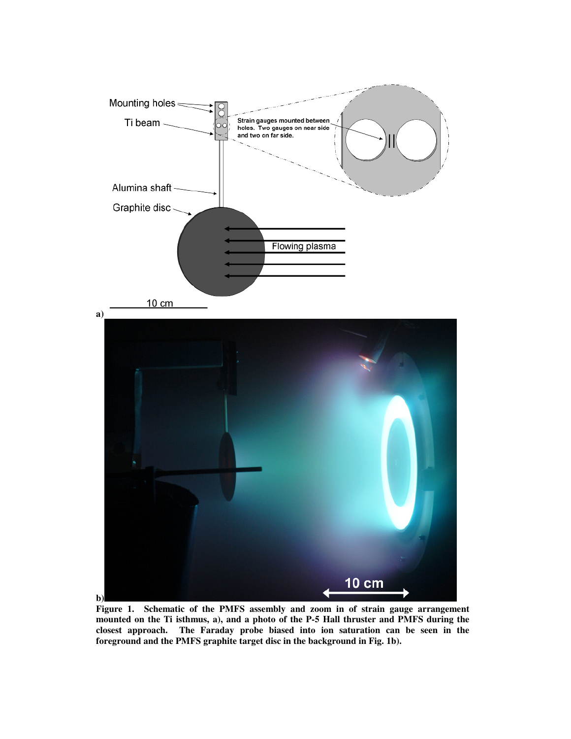**Figure 1. Schematic of the PMFS assembly and zoom in of strain gauge arrangement mounted on the Ti isthmus, a), and a photo of the P-5 Hall thruster and PMFS during the closest approach. The Faraday probe biased into ion saturation can be seen in the foreground and the PMFS graphite target disc in the background in Fig. 1b).**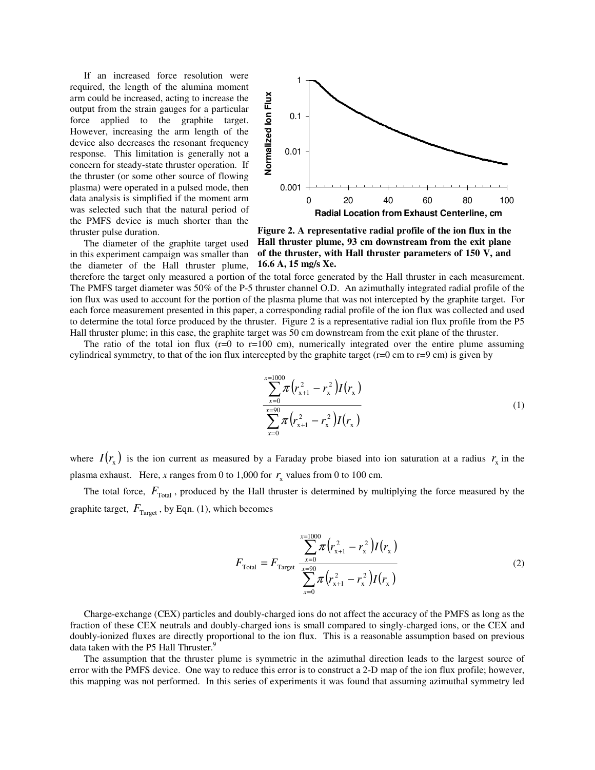If an increased force resolution were required, the length of the alumina moment arm could be increased, acting to increase the output from the strain gauges for a particular force applied to the graphite target. However, increasing the arm length of the device also decreases the resonant frequency response. This limitation is generally not a concern for steady-state thruster operation. If the thruster (or some other source of flowing plasma) were operated in a pulsed mode, then data analysis is simplified if the moment arm was selected such that the natural period of the PMFS device is much shorter than the thruster pulse duration.

**Figure 2. A representative radial profile of the ion flux in the Hall thruster plume, 93 cm downstream from the exit plane of the thruster, with Hall thruster parameters of 150 V, and 16.6 A, 15 mg/s Xe.**

The diameter of the graphite target used in this experiment campaign was smaller than the diameter of the Hall thruster plume, therefore the target only measured a portion of the total force generated by the Hall thruster in each measurement. The PMFS target diameter was 50% of the P-5 thruster channel O.D. An azimuthally integrated radial profile of the ion flux was used to account for the portion of the plasma plume that was not intercepted by the graphite target. For each force measurement presented in this paper, a corresponding radial profile of the ion flux was collected and used to determine the total force produced by the thruster. Figure 2 is a representative radial ion flux profile from the P5 Hall thruster plume; in this case, the graphite target was 50 cm downstream from the exit plane of the thruster.

The ratio of the total ion flux (r=0 to r=100 cm), numerically integrated over the entire plume assuming cylindrical symmetry, to that of the ion flux intercepted by the graphite target (r=0 cm to r=9 cm) is given by

$$\frac{\sum_{x=0}^{x=1000} \pi\left(r_{x+1}^2 - r_x^2\right) I(r_x)}{\sum_{x=0}^{x=90} \pi\left(r_{x+1}^2 - r_x^2\right) I(r_x)} \tag{1}$$

where $I(r_x)$ is the ion current as measured by a Faraday probe biased into ion saturation at a radius $r_x$ in the plasma exhaust. Here, $x$ ranges from 0 to 1,000 for $r_x$ values from 0 to 100 cm.

The total force, $F_{\text{Total}}$, produced by the Hall thruster is determined by multiplying the force measured by the graphite target, $F_{\text{Target}}$, by Eqn. (1), which becomes

$$F_{\text{Total}} = F_{\text{Target}} \frac{\sum_{x=0}^{x=1000} \pi\left(r_{x+1}^2 - r_x^2\right) I(r_x)}{\sum_{x=0}^{x=90} \pi\left(r_{x+1}^2 - r_x^2\right) I(r_x)} \tag{2}$$

Charge-exchange (CEX) particles and doubly-charged ions do not affect the accuracy of the PMFS as long as the fraction of these CEX neutrals and doubly-charged ions is small compared to singly-charged ions, or the CEX and doubly-ionized fluxes are directly proportional to the ion flux. This is a reasonable assumption based on previous data taken with the P5 Hall Thruster.[9]

The assumption that the thruster plume is symmetric in the azimuthal direction leads to the largest source of error with the PMFS device. One way to reduce this error is to construct a 2-D map of the ion flux profile; however, this mapping was not performed. In this series of experiments it was found that assuming azimuthal symmetry led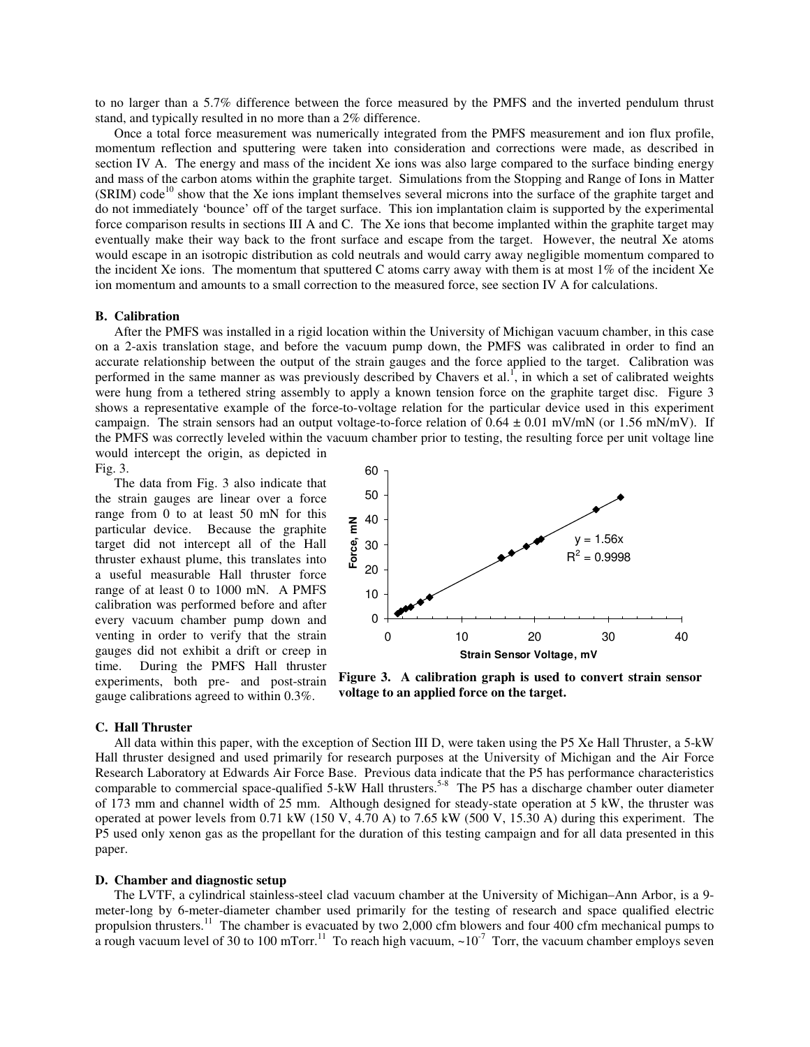to no larger than a 5.7% difference between the force measured by the PMFS and the inverted pendulum thrust stand, and typically resulted in no more than a 2% difference.

Once a total force measurement was numerically integrated from the PMFS measurement and ion flux profile, momentum reflection and sputtering were taken into consideration and corrections were made, as described in section IV A. The energy and mass of the incident Xe ions was also large compared to the surface binding energy and mass of the carbon atoms within the graphite target. Simulations from the Stopping and Range of Ions in Matter (SRIM) code[10] show that the Xe ions implant themselves several microns into the surface of the graphite target and do not immediately 'bounce' off of the target surface. This ion implantation claim is supported by the experimental force comparison results in sections III A and C. The Xe ions that become implanted within the graphite target may eventually make their way back to the front surface and escape from the target. However, the neutral Xe atoms would escape in an isotropic distribution as cold neutrals and would carry away negligible momentum compared to the incident Xe ions. The momentum that sputtered C atoms carry away with them is at most 1% of the incident Xe ion momentum and amounts to a small correction to the measured force, see section IV A for calculations.

### B. Calibration

After the PMFS was installed in a rigid location within the University of Michigan vacuum chamber, in this case on a 2-axis translation stage, and before the vacuum pump down, the PMFS was calibrated in order to find an accurate relationship between the output of the strain gauges and the force applied to the target. Calibration was performed in the same manner as was previously described by Chavers et al.[1], in which a set of calibrated weights were hung from a tethered string assembly to apply a known tension force on the graphite target disc. Figure 3 shows a representative example of the force-to-voltage relation for the particular device used in this experiment campaign. The strain sensors had an output voltage-to-force relation of 0.64 ± 0.01 mV/mN (or 1.56 mN/mV). If the PMFS was correctly leveled within the vacuum chamber prior to testing, the resulting force per unit voltage line would intercept the origin, as depicted in Fig. 3.

The data from Fig. 3 also indicate that the strain gauges are linear over a force range from 0 to at least 50 mN for this particular device. Because the graphite target did not intercept all of the Hall thruster exhaust plume, this translates into a useful measurable Hall thruster force range of at least 0 to 1000 mN. A PMFS calibration was performed before and after every vacuum chamber pump down and venting in order to verify that the strain gauges did not exhibit a drift or creep in time. During the PMFS Hall thruster experiments, both pre- and post-strain gauge calibrations agreed to within 0.3%.

**Figure 3. A calibration graph is used to convert strain sensor voltage to an applied force on the target.**

### C. Hall Thruster

All data within this paper, with the exception of Section III D, were taken using the P5 Xe Hall Thruster, a 5-kW Hall thruster designed and used primarily for research purposes at the University of Michigan and the Air Force Research Laboratory at Edwards Air Force Base. Previous data indicate that the P5 has performance characteristics comparable to commercial space-qualified 5-kW Hall thrusters.[5-8] The P5 has a discharge chamber outer diameter of 173 mm and channel width of 25 mm. Although designed for steady-state operation at 5 kW, the thruster was operated at power levels from 0.71 kW (150 V, 4.70 A) to 7.65 kW (500 V, 15.30 A) during this experiment. The P5 used only xenon gas as the propellant for the duration of this testing campaign and for all data presented in this paper.

### D. Chamber and diagnostic setup

The LVTF, a cylindrical stainless-steel clad vacuum chamber at the University of Michigan–Ann Arbor, is a 9-meter-long by 6-meter-diameter chamber used primarily for the testing of research and space qualified electric propulsion thrusters.[11] The chamber is evacuated by two 2,000 cfm blowers and four 400 cfm mechanical pumps to a rough vacuum level of 30 to 100 mTorr.[11] To reach high vacuum, ~$10^{-7}$ Torr, the vacuum chamber employs seven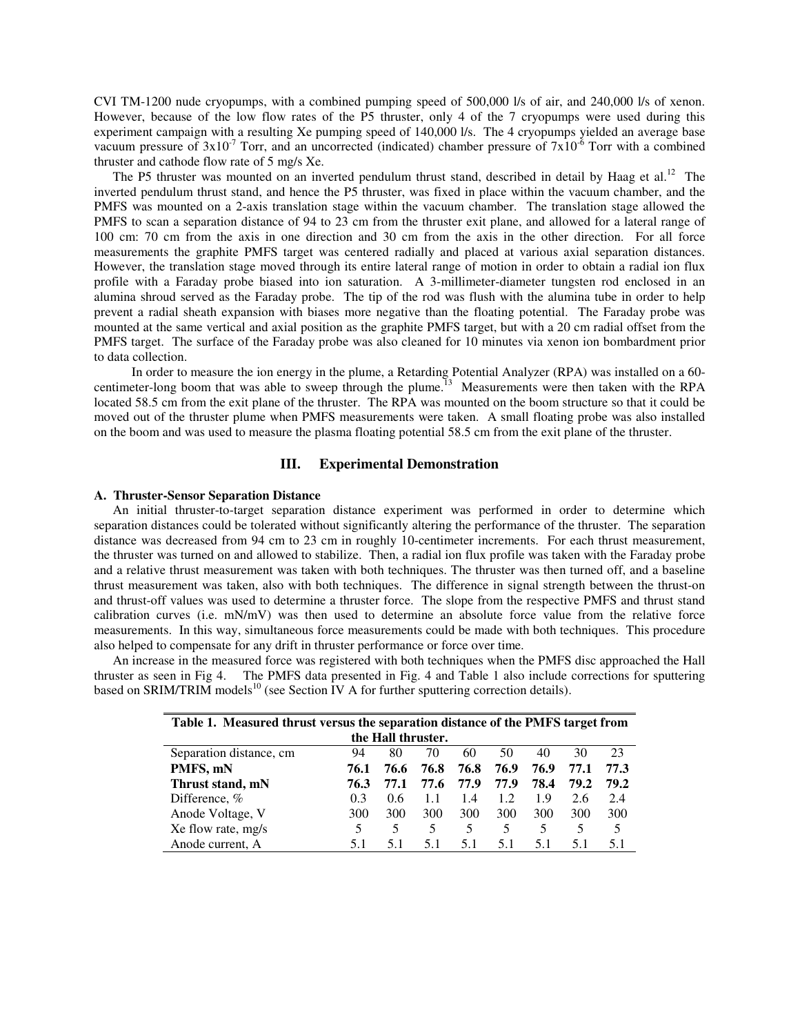CVI TM-1200 nude cryopumps, with a combined pumping speed of 500,000 l/s of air, and 240,000 l/s of xenon. However, because of the low flow rates of the P5 thruster, only 4 of the 7 cryopumps were used during this experiment campaign with a resulting Xe pumping speed of 140,000 l/s. The 4 cryopumps yielded an average base vacuum pressure of $3x10^{-7}$ Torr, and an uncorrected (indicated) chamber pressure of $7x10^{-6}$ Torr with a combined thruster and cathode flow rate of 5 mg/s Xe.

The P5 thruster was mounted on an inverted pendulum thrust stand, described in detail by Haag et al.[12] The inverted pendulum thrust stand, and hence the P5 thruster, was fixed in place within the vacuum chamber, and the PMFS was mounted on a 2-axis translation stage within the vacuum chamber. The translation stage allowed the PMFS to scan a separation distance of 94 to 23 cm from the thruster exit plane, and allowed for a lateral range of 100 cm: 70 cm from the axis in one direction and 30 cm from the axis in the other direction. For all force measurements the graphite PMFS target was centered radially and placed at various axial separation distances. However, the translation stage moved through its entire lateral range of motion in order to obtain a radial ion flux profile with a Faraday probe biased into ion saturation. A 3-millimeter-diameter tungsten rod enclosed in an alumina shroud served as the Faraday probe. The tip of the rod was flush with the alumina tube in order to help prevent a radial sheath expansion with biases more negative than the floating potential. The Faraday probe was mounted at the same vertical and axial position as the graphite PMFS target, but with a 20 cm radial offset from the PMFS target. The surface of the Faraday probe was also cleaned for 10 minutes via xenon ion bombardment prior to data collection.

In order to measure the ion energy in the plume, a Retarding Potential Analyzer (RPA) was installed on a 60-centimeter-long boom that was able to sweep through the plume.[13] Measurements were then taken with the RPA located 58.5 cm from the exit plane of the thruster. The RPA was mounted on the boom structure so that it could be moved out of the thruster plume when PMFS measurements were taken. A small floating probe was also installed on the boom and was used to measure the plasma floating potential 58.5 cm from the exit plane of the thruster.

## III. Experimental Demonstration

### A. Thruster-Sensor Separation Distance

An initial thruster-to-target separation distance experiment was performed in order to determine which separation distances could be tolerated without significantly altering the performance of the thruster. The separation distance was decreased from 94 cm to 23 cm in roughly 10-centimeter increments. For each thrust measurement, the thruster was turned on and allowed to stabilize. Then, a radial ion flux profile was taken with the Faraday probe and a relative thrust measurement was taken with both techniques. The thruster was then turned off, and a baseline thrust measurement was taken, also with both techniques. The difference in signal strength between the thrust-on and thrust-off values was used to determine a thruster force. The slope from the respective PMFS and thrust stand calibration curves (i.e. mN/mV) was then used to determine an absolute force value from the relative force measurements. In this way, simultaneous force measurements could be made with both techniques. This procedure also helped to compensate for any drift in thruster performance or force over time.

An increase in the measured force was registered with both techniques when the PMFS disc approached the Hall thruster as seen in Fig 4. The PMFS data presented in Fig. 4 and Table 1 also include corrections for sputtering based on SRIM/TRIM models[10] (see Section IV A for further sputtering correction details).

**Table 1. Measured thrust versus the separation distance of the PMFS target from the Hall thruster.**

| Separation distance, cm | 94 | 80 | 70 | 60 | 50 | 40 | 30 | 23 |
|---|---|---|---|---|---|---|---|---|
| **PMFS, mN** | **76.1** | **76.6** | **76.8** | **76.8** | **76.9** | **76.9** | **77.1** | **77.3** |
| **Thrust stand, mN** | **76.3** | **77.1** | **77.6** | **77.9** | **77.9** | **78.4** | **79.2** | **79.2** |
| Difference, % | 0.3 | 0.6 | 1.1 | 1.4 | 1.2 | 1.9 | 2.6 | 2.4 |
| Anode Voltage, V | 300 | 300 | 300 | 300 | 300 | 300 | 300 | 300 |
| Xe flow rate, mg/s | 5 | 5 | 5 | 5 | 5 | 5 | 5 | 5 |
| Anode current, A | 5.1 | 5.1 | 5.1 | 5.1 | 5.1 | 5.1 | 5.1 | 5.1 |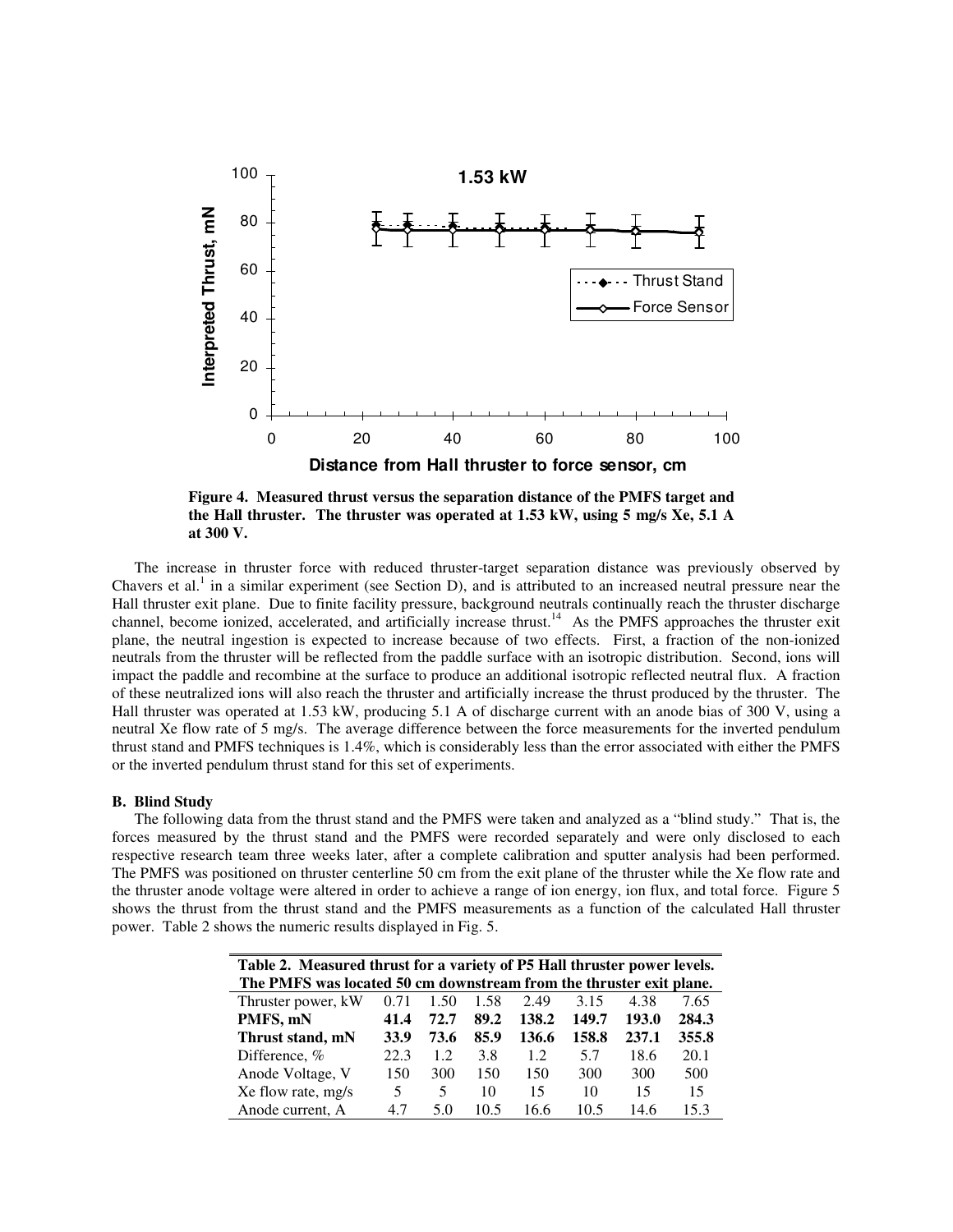Figure 4. Measured thrust versus the separation distance of the PMFS target and the Hall thruster. The thruster was operated at 1.53 kW, using 5 mg/s Xe, 5.1 A at 300 V.

The increase in thruster force with reduced thruster-target separation distance was previously observed by Chavers et al.[1] in a similar experiment (see Section D), and is attributed to an increased neutral pressure near the Hall thruster exit plane. Due to finite facility pressure, background neutrals continually reach the thruster discharge channel, become ionized, accelerated, and artificially increase thrust.[14] As the PMFS approaches the thruster exit plane, the neutral ingestion is expected to increase because of two effects. First, a fraction of the non-ionized neutrals from the thruster will be reflected from the paddle surface with an isotropic distribution. Second, ions will impact the paddle and recombine at the surface to produce an additional isotropic reflected neutral flux. A fraction of these neutralized ions will also reach the thruster and artificially increase the thrust produced by the thruster. The Hall thruster was operated at 1.53 kW, producing 5.1 A of discharge current with an anode bias of 300 V, using a neutral Xe flow rate of 5 mg/s. The average difference between the force measurements for the inverted pendulum thrust stand and PMFS techniques is 1.4%, which is considerably less than the error associated with either the PMFS or the inverted pendulum thrust stand for this set of experiments.

### B. Blind Study

The following data from the thrust stand and the PMFS were taken and analyzed as a "blind study." That is, the forces measured by the thrust stand and the PMFS were recorded separately and were only disclosed to each respective research team three weeks later, after a complete calibration and sputter analysis had been performed. The PMFS was positioned on thruster centerline 50 cm from the exit plane of the thruster while the Xe flow rate and the thruster anode voltage were altered in order to achieve a range of ion energy, ion flux, and total force. Figure 5 shows the thrust from the thrust stand and the PMFS measurements as a function of the calculated Hall thruster power. Table 2 shows the numeric results displayed in Fig. 5.

**Table 2. Measured thrust for a variety of P5 Hall thruster power levels. The PMFS was located 50 cm downstream from the thruster exit plane.**

| Thruster power, kW | 0.71 | 1.50 | 1.58 | 2.49 | 3.15 | 4.38 | 7.65 |
|---|---|---|---|---|---|---|---|
| **PMFS, mN** | **41.4** | **72.7** | **89.2** | **138.2** | **149.7** | **193.0** | **284.3** |
| **Thrust stand, mN** | **33.9** | **73.6** | **85.9** | **136.6** | **158.8** | **237.1** | **355.8** |
| Difference, % | 22.3 | 1.2 | 3.8 | 1.2 | 5.7 | 18.6 | 20.1 |
| Anode Voltage, V | 150 | 300 | 150 | 150 | 300 | 300 | 500 |
| Xe flow rate, mg/s | 5 | 5 | 10 | 15 | 10 | 15 | 15 |
| Anode current, A | 4.7 | 5.0 | 10.5 | 16.6 | 10.5 | 14.6 | 15.3 |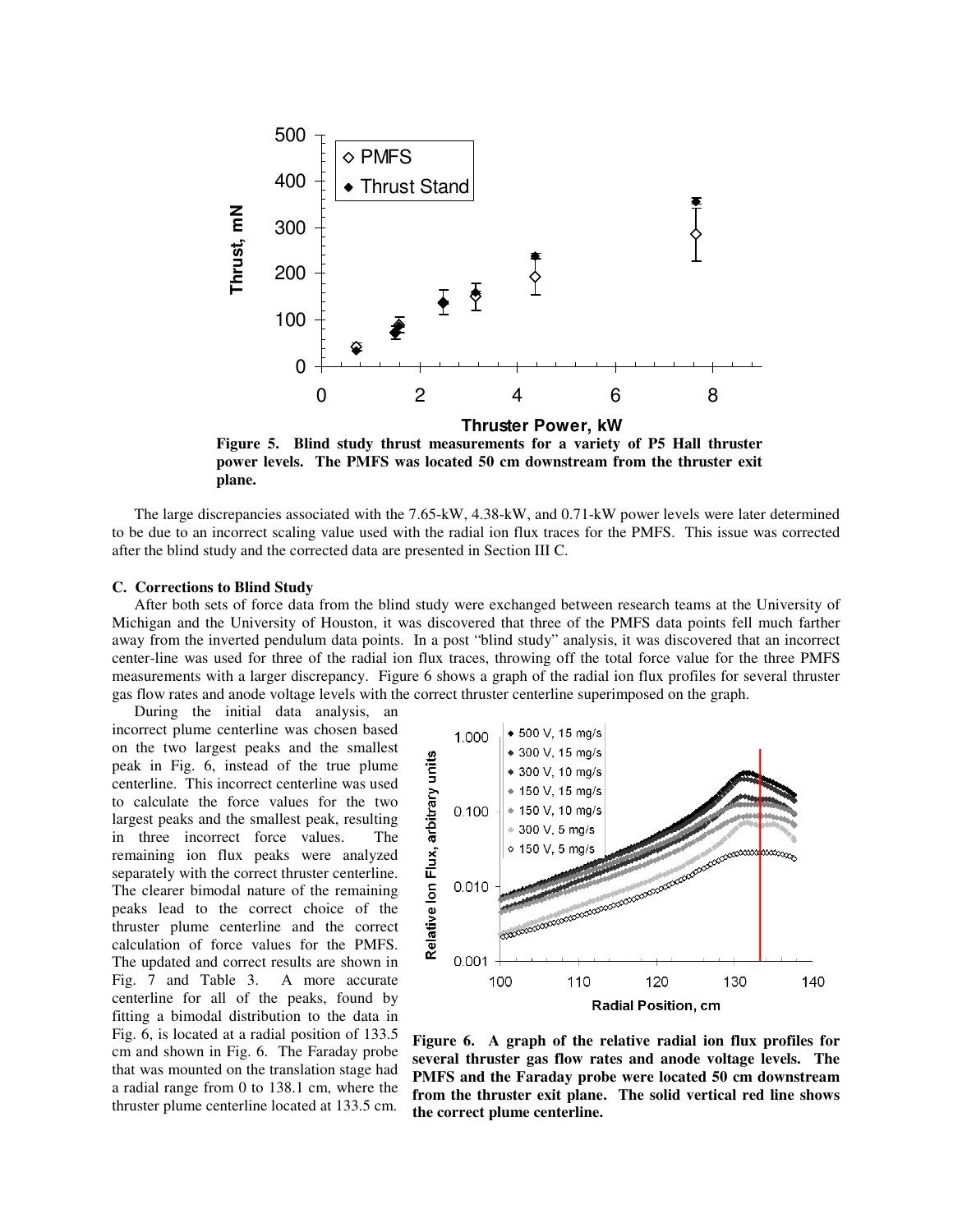Figure 5. Blind study thrust measurements for a variety of P5 Hall thruster power levels. The PMFS was located 50 cm downstream from the thruster exit plane.

The large discrepancies associated with the 7.65-kW, 4.38-kW, and 0.71-kW power levels were later determined to be due to an incorrect scaling value used with the radial ion flux traces for the PMFS. This issue was corrected after the blind study and the corrected data are presented in Section III C.

### C. Corrections to Blind Study

After both sets of force data from the blind study were exchanged between research teams at the University of Michigan and the University of Houston, it was discovered that three of the PMFS data points fell much farther away from the inverted pendulum data points. In a post "blind study" analysis, it was discovered that an incorrect center-line was used for three of the radial ion flux traces, throwing off the total force value for the three PMFS measurements with a larger discrepancy. Figure 6 shows a graph of the radial ion flux profiles for several thruster gas flow rates and anode voltage levels with the correct thruster centerline superimposed on the graph.

During the initial data analysis, an incorrect plume centerline was chosen based on the two largest peaks and the smallest peak in Fig. 6, instead of the true plume centerline. This incorrect centerline was used to calculate the force values for the two largest peaks and the smallest peak, resulting in three incorrect force values. The remaining ion flux peaks were analyzed separately with the correct thruster centerline. The clearer bimodal nature of the remaining peaks lead to the correct choice of the thruster plume centerline and the correct calculation of force values for the PMFS. The updated and correct results are shown in Fig. 7 and Table 3. A more accurate centerline for all of the peaks, found by fitting a bimodal distribution to the data in Fig. 6, is located at a radial position of 133.5 cm and shown in Fig. 6. The Faraday probe that was mounted on the translation stage had a radial range from 0 to 138.1 cm, where the thruster plume centerline located at 133.5 cm.

Figure 6. A graph of the relative radial ion flux profiles for several thruster gas flow rates and anode voltage levels. The PMFS and the Faraday probe were located 50 cm downstream from the thruster exit plane. The solid vertical red line shows the correct plume centerline.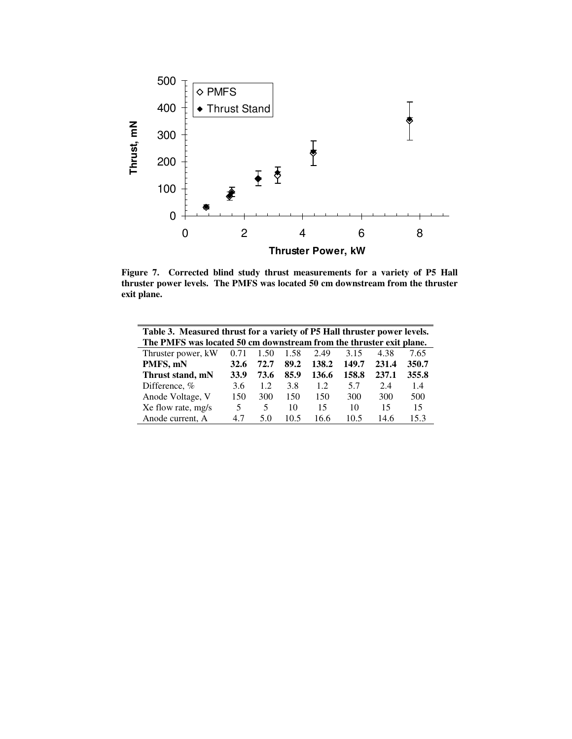**Figure 7. Corrected blind study thrust measurements for a variety of P5 Hall thruster power levels. The PMFS was located 50 cm downstream from the thruster exit plane.**

**Table 3. Measured thrust for a variety of P5 Hall thruster power levels. The PMFS was located 50 cm downstream from the thruster exit plane.**

| Thruster power, kW | 0.71 | 1.50 | 1.58 | 2.49 | 3.15 | 4.38 | 7.65 |
|---|---|---|---|---|---|---|---|
| **PMFS, mN** | **32.6** | **72.7** | **89.2** | **138.2** | **149.7** | **231.4** | **350.7** |
| **Thrust stand, mN** | **33.9** | **73.6** | **85.9** | **136.6** | **158.8** | **237.1** | **355.8** |
| Difference, % | 3.6 | 1.2 | 3.8 | 1.2 | 5.7 | 2.4 | 1.4 |
| Anode Voltage, V | 150 | 300 | 150 | 150 | 300 | 300 | 500 |
| Xe flow rate, mg/s | 5 | 5 | 10 | 15 | 10 | 15 | 15 |
| Anode current, A | 4.7 | 5.0 | 10.5 | 16.6 | 10.5 | 14.6 | 15.3 |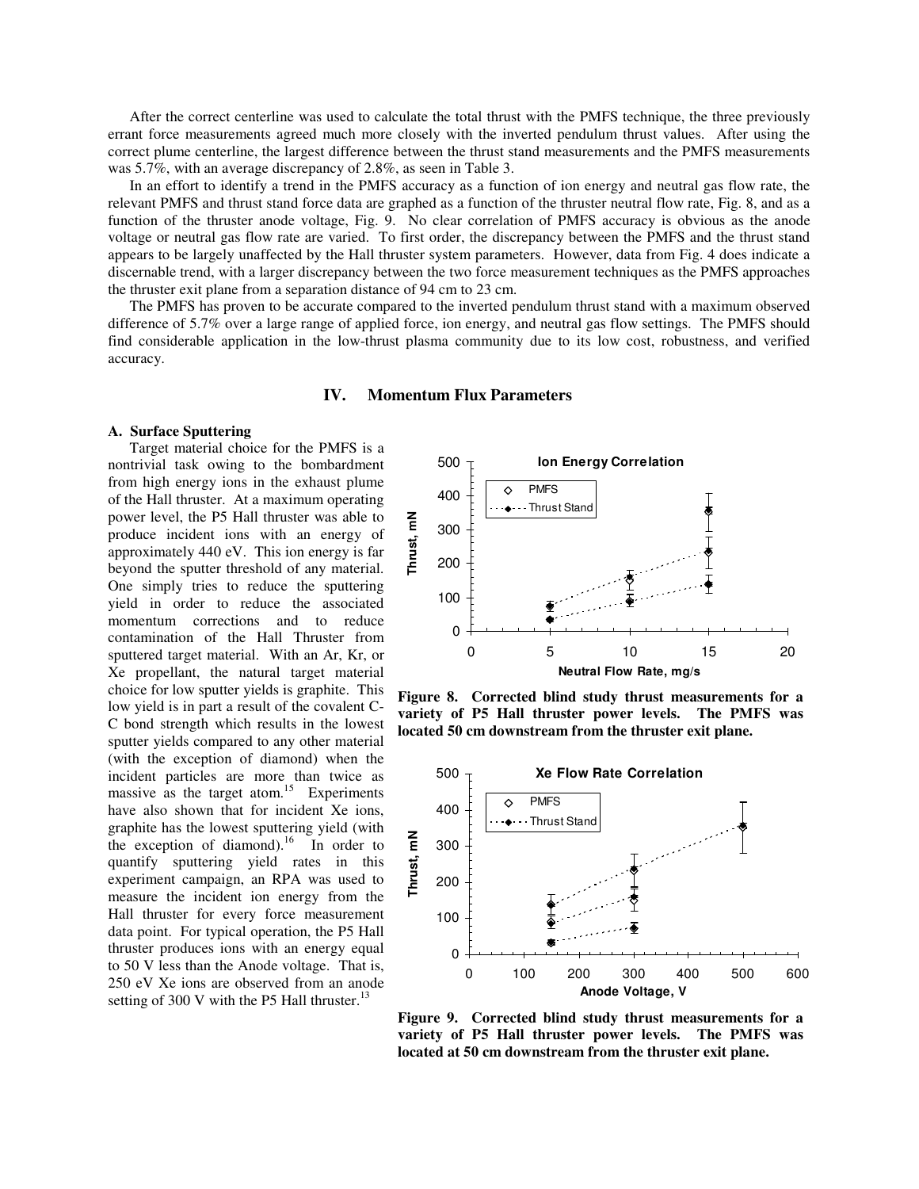After the correct centerline was used to calculate the total thrust with the PMFS technique, the three previously errant force measurements agreed much more closely with the inverted pendulum thrust values. After using the correct plume centerline, the largest difference between the thrust stand measurements and the PMFS measurements was 5.7%, with an average discrepancy of 2.8%, as seen in Table 3.

In an effort to identify a trend in the PMFS accuracy as a function of ion energy and neutral gas flow rate, the relevant PMFS and thrust stand force data are graphed as a function of the thruster neutral flow rate, Fig. 8, and as a function of the thruster anode voltage, Fig. 9. No clear correlation of PMFS accuracy is obvious as the anode voltage or neutral gas flow rate are varied. To first order, the discrepancy between the PMFS and the thrust stand appears to be largely unaffected by the Hall thruster system parameters. However, data from Fig. 4 does indicate a discernable trend, with a larger discrepancy between the two force measurement techniques as the PMFS approaches the thruster exit plane from a separation distance of 94 cm to 23 cm.

The PMFS has proven to be accurate compared to the inverted pendulum thrust stand with a maximum observed difference of 5.7% over a large range of applied force, ion energy, and neutral gas flow settings. The PMFS should find considerable application in the low-thrust plasma community due to its low cost, robustness, and verified accuracy.

## IV. Momentum Flux Parameters

### A. Surface Sputtering

Target material choice for the PMFS is a nontrivial task owing to the bombardment from high energy ions in the exhaust plume of the Hall thruster. At a maximum operating power level, the P5 Hall thruster was able to produce incident ions with an energy of approximately 440 eV. This ion energy is far beyond the sputter threshold of any material. One simply tries to reduce the sputtering yield in order to reduce the associated momentum corrections and to reduce contamination of the Hall Thruster from sputtered target material. With an Ar, Kr, or Xe propellant, the natural target material choice for low sputter yields is graphite. This low yield is in part a result of the covalent C-C bond strength which results in the lowest sputter yields compared to any other material (with the exception of diamond) when the incident particles are more than twice as massive as the target atom.[15] Experiments have also shown that for incident Xe ions, graphite has the lowest sputtering yield (with the exception of diamond).[16] In order to quantify sputtering yield rates in this experiment campaign, an RPA was used to measure the incident ion energy from the Hall thruster for every force measurement data point. For typical operation, the P5 Hall thruster produces ions with an energy equal to 50 V less than the Anode voltage. That is, 250 eV Xe ions are observed from an anode setting of 300 V with the P5 Hall thruster.[13]

**Figure 8. Corrected blind study thrust measurements for a variety of P5 Hall thruster power levels. The PMFS was located 50 cm downstream from the thruster exit plane.**

**Figure 9. Corrected blind study thrust measurements for a variety of P5 Hall thruster power levels. The PMFS was located at 50 cm downstream from the thruster exit plane.**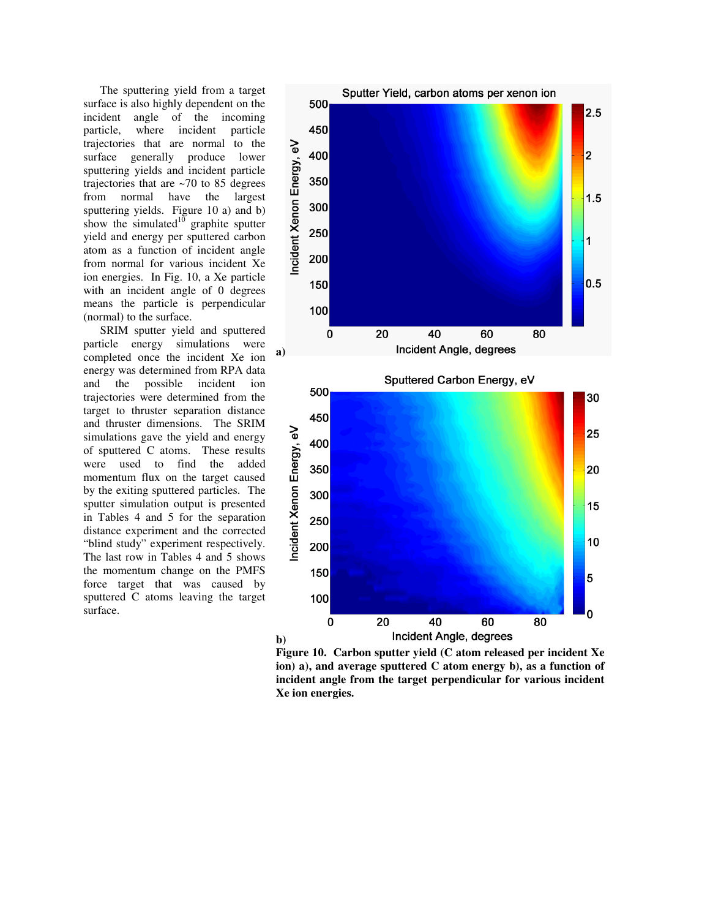The sputtering yield from a target surface is also highly dependent on the incident angle of the incoming particle, where incident particle trajectories that are normal to the surface generally produce lower sputtering yields and incident particle trajectories that are ~70 to 85 degrees from normal have the largest sputtering yields. Figure 10 a) and b) show the simulated[10] graphite sputter yield and energy per sputtered carbon atom as a function of incident angle from normal for various incident Xe ion energies. In Fig. 10, a Xe particle with an incident angle of 0 degrees means the particle is perpendicular (normal) to the surface.

SRIM sputter yield and sputtered particle energy simulations were completed once the incident Xe ion energy was determined from RPA data and the possible incident ion trajectories were determined from the target to thruster separation distance and thruster dimensions. The SRIM simulations gave the yield and energy of sputtered C atoms. These results were used to find the added momentum flux on the target caused by the exiting sputtered particles. The sputter simulation output is presented in Tables 4 and 5 for the separation distance experiment and the corrected "blind study" experiment respectively. The last row in Tables 4 and 5 shows the momentum change on the PMFS force target that was caused by sputtered C atoms leaving the target surface.

**Figure 10. Carbon sputter yield (C atom released per incident Xe ion) a), and average sputtered C atom energy b), as a function of incident angle from the target perpendicular for various incident Xe ion energies.**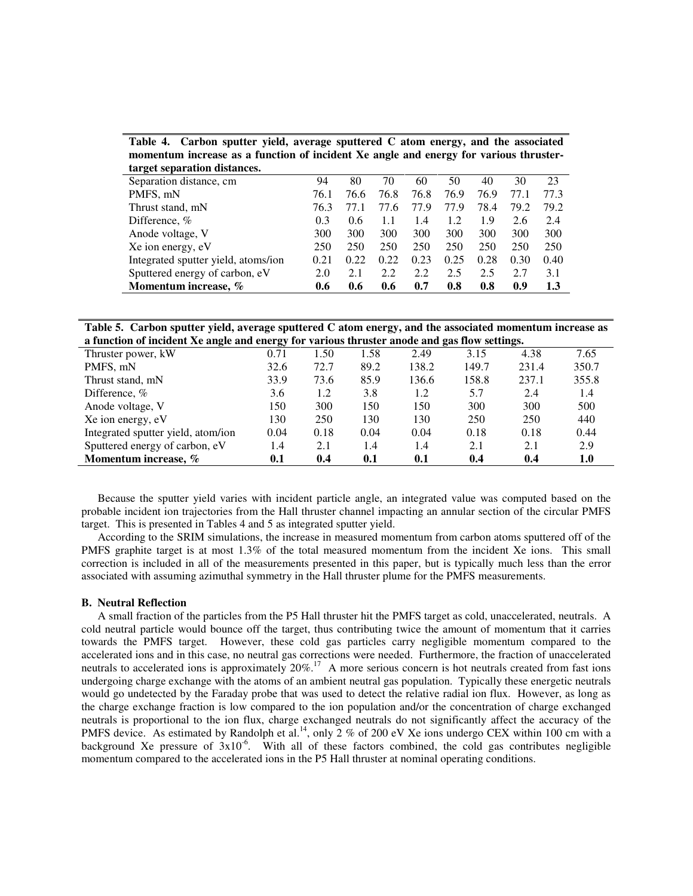**Table 4. Carbon sputter yield, average sputtered C atom energy, and the associated momentum increase as a function of incident Xe angle and energy for various thruster-target separation distances.**

| Separation distance, cm | 94 | 80 | 70 | 60 | 50 | 40 | 30 | 23 |
|---|---|---|---|---|---|---|---|---|
| PMFS, mN | 76.1 | 76.6 | 76.8 | 76.8 | 76.9 | 76.9 | 77.1 | 77.3 |
| Thrust stand, mN | 76.3 | 77.1 | 77.6 | 77.9 | 77.9 | 78.4 | 79.2 | 79.2 |
| Difference, % | 0.3 | 0.6 | 1.1 | 1.4 | 1.2 | 1.9 | 2.6 | 2.4 |
| Anode voltage, V | 300 | 300 | 300 | 300 | 300 | 300 | 300 | 300 |
| Xe ion energy, eV | 250 | 250 | 250 | 250 | 250 | 250 | 250 | 250 |
| Integrated sputter yield, atoms/ion | 0.21 | 0.22 | 0.22 | 0.23 | 0.25 | 0.28 | 0.30 | 0.40 |
| Sputtered energy of carbon, eV | 2.0 | 2.1 | 2.2 | 2.2 | 2.5 | 2.5 | 2.7 | 3.1 |
| **Momentum increase, %** | **0.6** | **0.6** | **0.6** | **0.7** | **0.8** | **0.8** | **0.9** | **1.3** |

**Table 5. Carbon sputter yield, average sputtered C atom energy, and the associated momentum increase as a function of incident Xe angle and energy for various thruster anode and gas flow settings.**

| Thruster power, kW | 0.71 | 1.50 | 1.58 | 2.49 | 3.15 | 4.38 | 7.65 |
|---|---|---|---|---|---|---|---|
| PMFS, mN | 32.6 | 72.7 | 89.2 | 138.2 | 149.7 | 231.4 | 350.7 |
| Thrust stand, mN | 33.9 | 73.6 | 85.9 | 136.6 | 158.8 | 237.1 | 355.8 |
| Difference, % | 3.6 | 1.2 | 3.8 | 1.2 | 5.7 | 2.4 | 1.4 |
| Anode voltage, V | 150 | 300 | 150 | 150 | 300 | 300 | 500 |
| Xe ion energy, eV | 130 | 250 | 130 | 130 | 250 | 250 | 440 |
| Integrated sputter yield, atom/ion | 0.04 | 0.18 | 0.04 | 0.04 | 0.18 | 0.18 | 0.44 |
| Sputtered energy of carbon, eV | 1.4 | 2.1 | 1.4 | 1.4 | 2.1 | 2.1 | 2.9 |
| **Momentum increase, %** | **0.1** | **0.4** | **0.1** | **0.1** | **0.4** | **0.4** | **1.0** |

Because the sputter yield varies with incident particle angle, an integrated value was computed based on the probable incident ion trajectories from the Hall thruster channel impacting an annular section of the circular PMFS target. This is presented in Tables 4 and 5 as integrated sputter yield.

According to the SRIM simulations, the increase in measured momentum from carbon atoms sputtered off of the PMFS graphite target is at most 1.3% of the total measured momentum from the incident Xe ions. This small correction is included in all of the measurements presented in this paper, but is typically much less than the error associated with assuming azimuthal symmetry in the Hall thruster plume for the PMFS measurements.

### B. Neutral Reflection

A small fraction of the particles from the P5 Hall thruster hit the PMFS target as cold, unaccelerated, neutrals. A cold neutral particle would bounce off the target, thus contributing twice the amount of momentum that it carries towards the PMFS target. However, these cold gas particles carry negligible momentum compared to the accelerated ions and in this case, no neutral gas corrections were needed. Furthermore, the fraction of unaccelerated neutrals to accelerated ions is approximately 20%.[17] A more serious concern is hot neutrals created from fast ions undergoing charge exchange with the atoms of an ambient neutral gas population. Typically these energetic neutrals would go undetected by the Faraday probe that was used to detect the relative radial ion flux. However, as long as the charge exchange fraction is low compared to the ion population and/or the concentration of charge exchanged neutrals is proportional to the ion flux, charge exchanged neutrals do not significantly affect the accuracy of the PMFS device. As estimated by Randolph et al.[14], only 2 % of 200 eV Xe ions undergo CEX within 100 cm with a background Xe pressure of $3\text{x}10^{-6}$. With all of these factors combined, the cold gas contributes negligible momentum compared to the accelerated ions in the P5 Hall thruster at nominal operating conditions.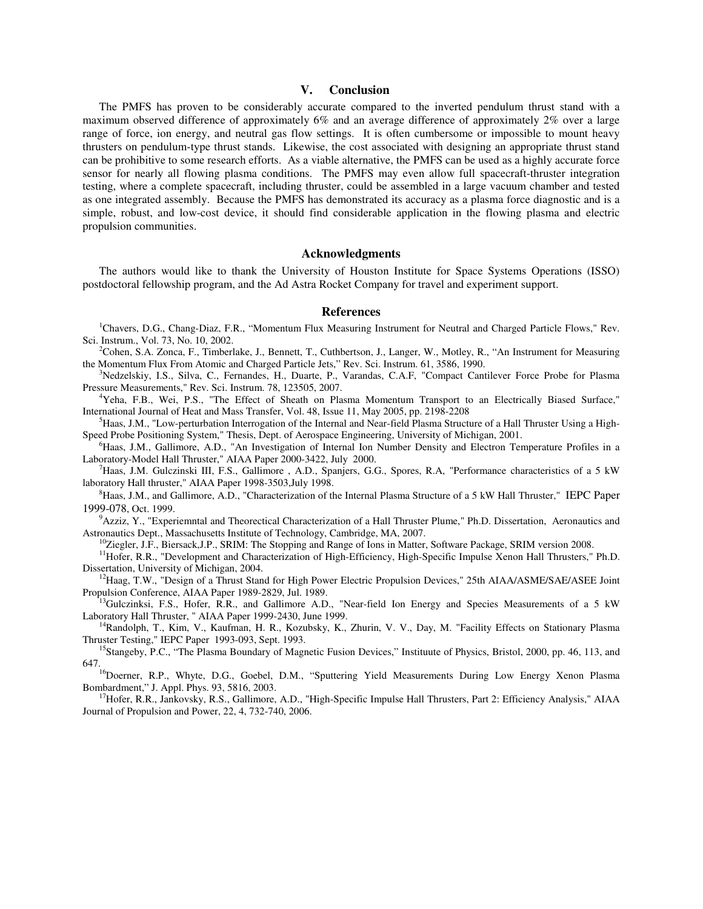## V. Conclusion

The PMFS has proven to be considerably accurate compared to the inverted pendulum thrust stand with a maximum observed difference of approximately 6% and an average difference of approximately 2% over a large range of force, ion energy, and neutral gas flow settings. It is often cumbersome or impossible to mount heavy thrusters on pendulum-type thrust stands. Likewise, the cost associated with designing an appropriate thrust stand can be prohibitive to some research efforts. As a viable alternative, the PMFS can be used as a highly accurate force sensor for nearly all flowing plasma conditions. The PMFS may even allow full spacecraft-thruster integration testing, where a complete spacecraft, including thruster, could be assembled in a large vacuum chamber and tested as one integrated assembly. Because the PMFS has demonstrated its accuracy as a plasma force diagnostic and is a simple, robust, and low-cost device, it should find considerable application in the flowing plasma and electric propulsion communities.

## Acknowledgments

The authors would like to thank the University of Houston Institute for Space Systems Operations (ISSO) postdoctoral fellowship program, and the Ad Astra Rocket Company for travel and experiment support.

## References

[1]Chavers, D.G., Chang-Diaz, F.R., "Momentum Flux Measuring Instrument for Neutral and Charged Particle Flows," Rev. Sci. Instrum., Vol. 73, No. 10, 2002.

[2]Cohen, S.A. Zonca, F., Timberlake, J., Bennett, T., Cuthbertson, J., Langer, W., Motley, R., "An Instrument for Measuring the Momentum Flux From Atomic and Charged Particle Jets," Rev. Sci. Instrum. 61, 3586, 1990.

[3]Nedzelskiy, I.S., Silva, C., Fernandes, H., Duarte, P., Varandas, C.A.F, "Compact Cantilever Force Probe for Plasma Pressure Measurements," Rev. Sci. Instrum. 78, 123505, 2007.

[4]Yeha, F.B., Wei, P.S., "The Effect of Sheath on Plasma Momentum Transport to an Electrically Biased Surface," International Journal of Heat and Mass Transfer, Vol. 48, Issue 11, May 2005, pp. 2198-2208

[5]Haas, J.M., "Low-perturbation Interrogation of the Internal and Near-field Plasma Structure of a Hall Thruster Using a High-Speed Probe Positioning System," Thesis, Dept. of Aerospace Engineering, University of Michigan, 2001.

[6]Haas, J.M., Gallimore, A.D., "An Investigation of Internal Ion Number Density and Electron Temperature Profiles in a Laboratory-Model Hall Thruster," AIAA Paper 2000-3422, July 2000.

[7]Haas, J.M. Gulczinski III, F.S., Gallimore , A.D., Spanjers, G.G., Spores, R.A, "Performance characteristics of a 5 kW laboratory Hall thruster," AIAA Paper 1998-3503,July 1998.

[8]Haas, J.M., and Gallimore, A.D., "Characterization of the Internal Plasma Structure of a 5 kW Hall Thruster," IEPC Paper 1999-078, Oct. 1999.

[9]Azziz, Y., "Experiemntal and Theorectical Characterization of a Hall Thruster Plume," Ph.D. Dissertation, Aeronautics and Astronautics Dept., Massachusetts Institute of Technology, Cambridge, MA, 2007.

[10]Ziegler, J.F., Biersack,J.P., SRIM: The Stopping and Range of Ions in Matter, Software Package, SRIM version 2008.

[11]Hofer, R.R., "Development and Characterization of High-Efficiency, High-Specific Impulse Xenon Hall Thrusters," Ph.D. Dissertation, University of Michigan, 2004.

[12]Haag, T.W., "Design of a Thrust Stand for High Power Electric Propulsion Devices," 25th AIAA/ASME/SAE/ASEE Joint Propulsion Conference, AIAA Paper 1989-2829, Jul. 1989.

[13]Gulczinksi, F.S., Hofer, R.R., and Gallimore A.D., "Near-field Ion Energy and Species Measurements of a 5 kW Laboratory Hall Thruster, " AIAA Paper 1999-2430, June 1999.

[14]Randolph, T., Kim, V., Kaufman, H. R., Kozubsky, K., Zhurin, V. V., Day, M. "Facility Effects on Stationary Plasma Thruster Testing," IEPC Paper 1993-093, Sept. 1993.

[15]Stangeby, P.C., "The Plasma Boundary of Magnetic Fusion Devices," Instituute of Physics, Bristol, 2000, pp. 46, 113, and 647.

[16]Doerner, R.P., Whyte, D.G., Goebel, D.M., "Sputtering Yield Measurements During Low Energy Xenon Plasma Bombardment," J. Appl. Phys. 93, 5816, 2003.

[17]Hofer, R.R., Jankovsky, R.S., Gallimore, A.D., "High-Specific Impulse Hall Thrusters, Part 2: Efficiency Analysis," AIAA Journal of Propulsion and Power, 22, 4, 732-740, 2006.